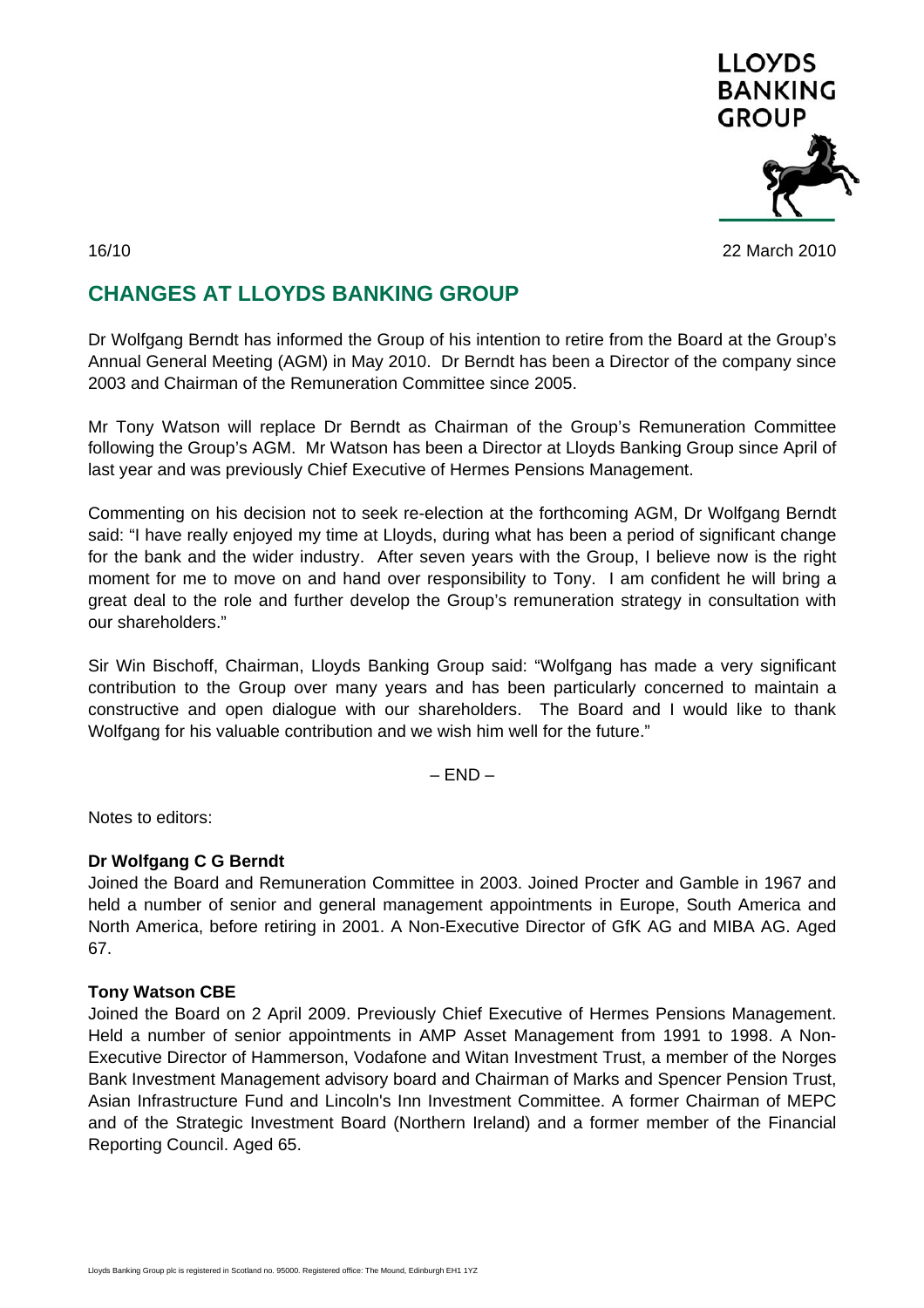16/10

22 March 2010

# CHANGES AT LLOYDS BANKING GROUP

Dr Wolfgang Berndt has informed the Group of his intention to retire from the Board at the Group's Annual General Meeting (AGM) in May 2010. Dr Berndt has been a Director of the company since 2003 and Chairman of the Remuneration Committee since 2005.

Mr Tony Watson will replace Dr Berndt as Chairman of the Group's Remuneration Committee following the Group's AGM. Mr Watson has been a Director at Lloyds Banking Group since April of last year and was previously Chief Executive of Hermes Pensions Management.

Commenting on his decision not to seek re-election at the forthcoming AGM, Dr Wolfgang Berndt said: "I have really enjoyed my time at Lloyds, during what has been a period of significant change for the bank and the wider industry. After seven years with the Group, I believe now is the right moment for me to move on and hand over responsibility to Tony. I am confident he will bring a great deal to the role and further develop the Group's remuneration strategy in consultation with our shareholders."

Sir Win Bischoff, Chairman, Lloyds Banking Group said: "Wolfgang has made a very significant contribution to the Group over many years and has been particularly concerned to maintain a constructive and open dialogue with our shareholders. The Board and I would like to thank Wolfgang for his valuable contribution and we wish him well for the future."

– END –

Notes to editors:

**Dr Wolfgang C G Berndt**

Joined the Board and Remuneration Committee in 2003. Joined Procter and Gamble in 1967 and held a number of senior and general management appointments in Europe, South America and North America, before retiring in 2001. A Non-Executive Director of GfK AG and MIBA AG. Aged 67.

**Tony Watson CBE**

Joined the Board on 2 April 2009. Previously Chief Executive of Hermes Pensions Management. Held a number of senior appointments in AMP Asset Management from 1991 to 1998. A Non-Executive Director of Hammerson, Vodafone and Witan Investment Trust, a member of the Norges Bank Investment Management advisory board and Chairman of Marks and Spencer Pension Trust, Asian Infrastructure Fund and Lincoln's Inn Investment Committee. A former Chairman of MEPC and of the Strategic Investment Board (Northern Ireland) and a former member of the Financial Reporting Council. Aged 65.

Lloyds Banking Group plc is registered in Scotland no. 95000. Registered office: The Mound, Edinburgh EH1 1YZ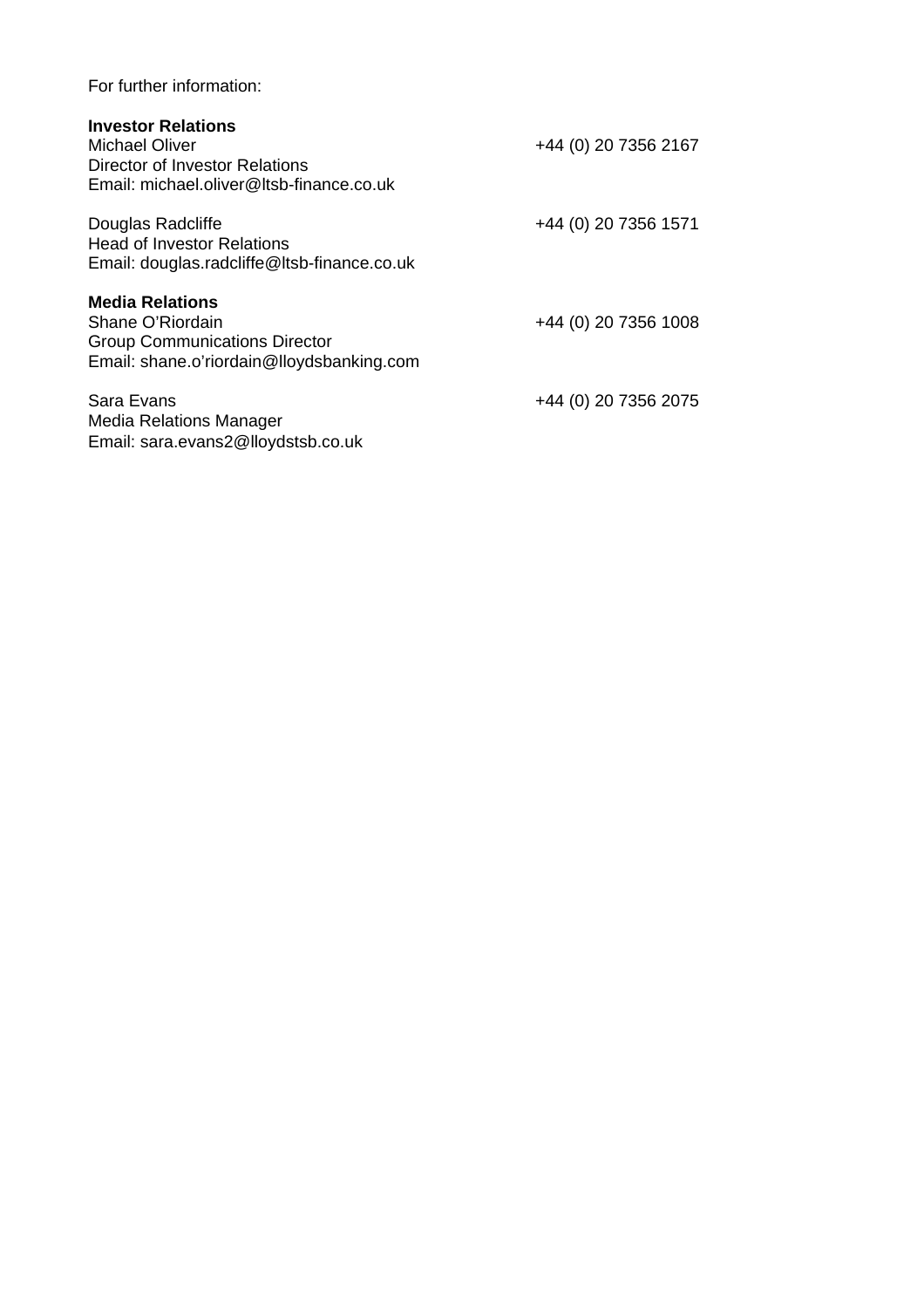For further information:

**Investor Relations**
Michael Oliver +44 (0) 20 7356 2167
Director of Investor Relations
Email: michael.oliver@ltsb-finance.co.uk

Douglas Radcliffe +44 (0) 20 7356 1571
Head of Investor Relations
Email: douglas.radcliffe@ltsb-finance.co.uk

**Media Relations**
Shane O'Riordain +44 (0) 20 7356 1008
Group Communications Director
Email: shane.o'riordain@lloydsbanking.com

Sara Evans +44 (0) 20 7356 2075
Media Relations Manager
Email: sara.evans2@lloydstsb.co.uk